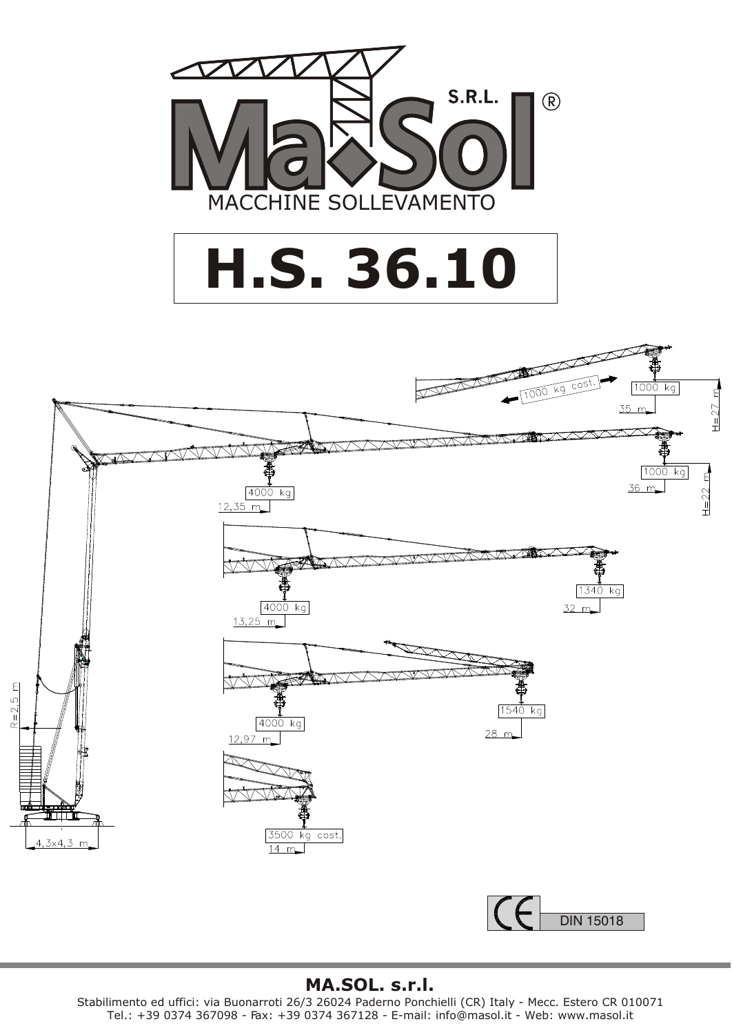MA.SOL S.R.L.®

MACCHINE SOLLEVAMENTO

# H.S. 36.10

1000 kg cost.

1000 kg

35 m

H=27 m

4000 kg

12,35 m

1000 kg

36 m

H=22 m

4000 kg

13,25 m

1340 kg

32 m

R=2,5 m

4000 kg

12,97 m

1540 kg

28 m

3500 kg cost.

14 m

4,3x4,3 m

CE DIN 15018

**MA.SOL. s.r.l.**

Stabilimento ed uffici: via Buonarroti 26/3 26024 Paderno Ponchielli (CR) Italy - Mecc. Estero CR 010071
Tel.: +39 0374 367098 - Fax: +39 0374 367128 - E-mail: info@masol.it - Web: www.masol.it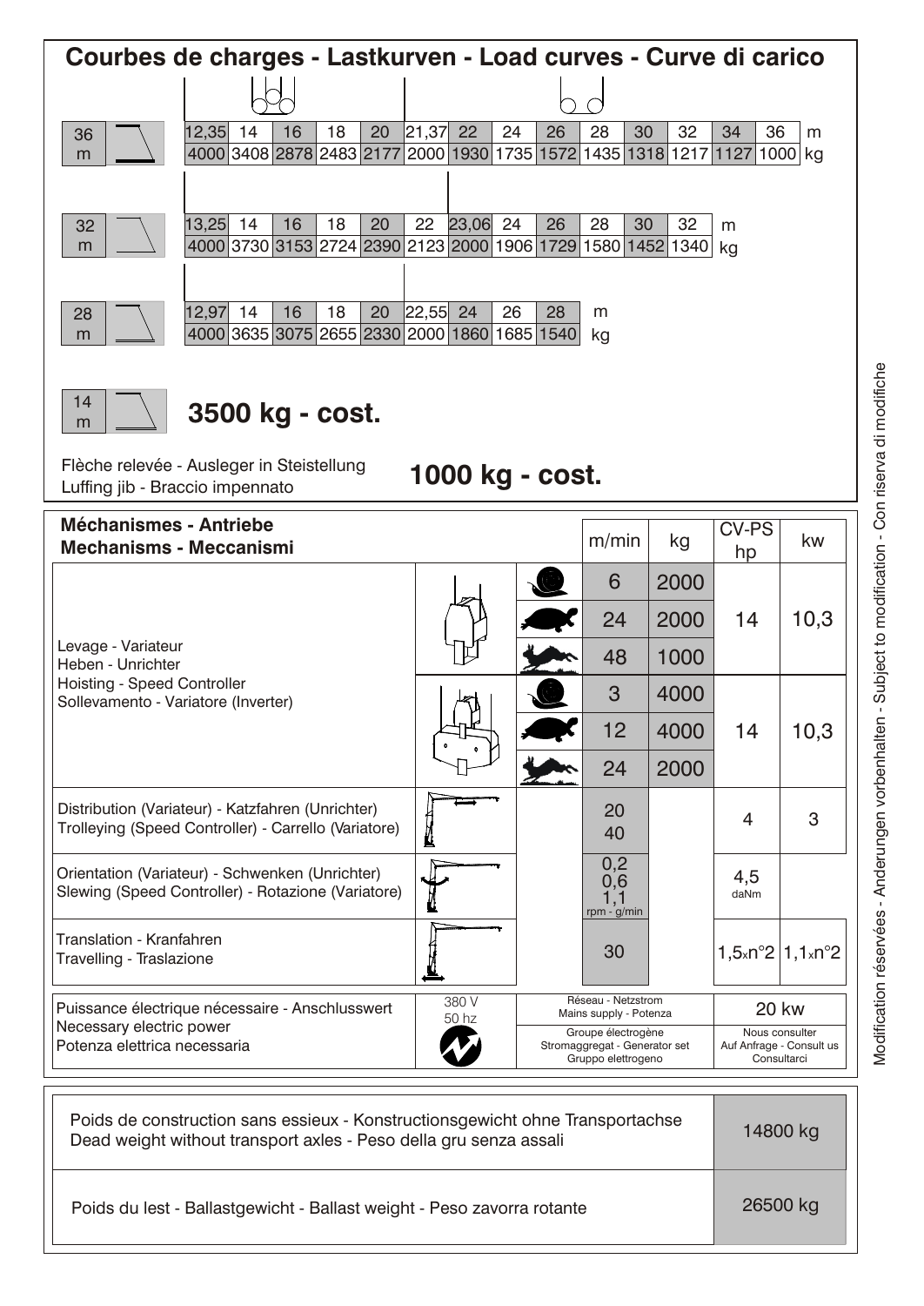## Courbes de charges - Lastkurven - Load curves - Curve di carico

**36 m**

| 12,35 | 14 | 16 | 18 | 20 | 21,37 | 22 | 24 | 26 | 28 | 30 | 32 | 34 | 36 | m |
|---|---|---|---|---|---|---|---|---|---|---|---|---|---|---|
| 4000 | 3408 | 2878 | 2483 | 2177 | 2000 | 1930 | 1735 | 1572 | 1435 | 1318 | 1217 | 1127 | 1000 | kg |

**32 m**

| 13,25 | 14 | 16 | 18 | 20 | 22 | 23,06 | 24 | 26 | 28 | 30 | 32 | m |
|---|---|---|---|---|---|---|---|---|---|---|---|---|
| 4000 | 3730 | 3153 | 2724 | 2390 | 2123 | 2000 | 1906 | 1729 | 1580 | 1452 | 1340 | kg |

**28 m**

| 12,97 | 14 | 16 | 18 | 20 | 22,55 | 24 | 26 | 28 | m |
|---|---|---|---|---|---|---|---|---|---|
| 4000 | 3635 | 3075 | 2655 | 2330 | 2000 | 1860 | 1685 | 1540 | kg |

**14 m** — **3500 kg - cost.**

Flèche relevée - Ausleger in Steistellung
Luffing jib - Braccio impennato — **1000 kg - cost.**

## Méchanismes - Antriebe / Mechanisms - Meccanismi

| | m/min | kg | CV-PS hp | kw |
|---|---|---|---|---|
| Levage - Variateur / Heben - Unrichter / Hoisting - Speed Controller / Sollevamento - Variatore (Inverter) — 2 brins | 6 | 2000 | 14 | 10,3 |
| | 24 | 2000 | | |
| | 48 | 1000 | | |
| 4 brins | 3 | 4000 | 14 | 10,3 |
| | 12 | 4000 | | |
| | 24 | 2000 | | |
| Distribution (Variateur) - Katzfahren (Unrichter) / Trolleying (Speed Controller) - Carrello (Variatore) | 20 / 40 | | 4 | 3 |
| Orientation (Variateur) - Schwenken (Unrichter) / Slewing (Speed Controller) - Rotazione (Variatore) | 0,2 / 0,6 / 1,1 rpm - g/min | | 4,5 daNm | |
| Translation - Kranfahren / Travelling - Traslazione | 30 | | 1,5xn°2 | 1,1xn°2 |

| Puissance électrique nécessaire - Anschlusswert / Necessary electric power / Potenza elettrica necessaria | 380 V 50 hz | Réseau - Netzstrom / Mains supply - Potenza | 20 kw |
|---|---|---|---|
| | | Groupe électrogène / Stromaggregat - Generator set / Gruppo elettrogeno | Nous consulter / Auf Anfrage - Consult us / Consultarci |

| | |
|---|---|
| Poids de construction sans essieux - Konstructionsgewicht ohne Transportachse / Dead weight without transport axles - Peso della gru senza assali | 14800 kg |
| Poids du lest - Ballastgewicht - Ballast weight - Peso zavorra rotante | 26500 kg |

Modification réservées - Anderungen vorbenhalten - Subject to modification - Con riserva di modifiche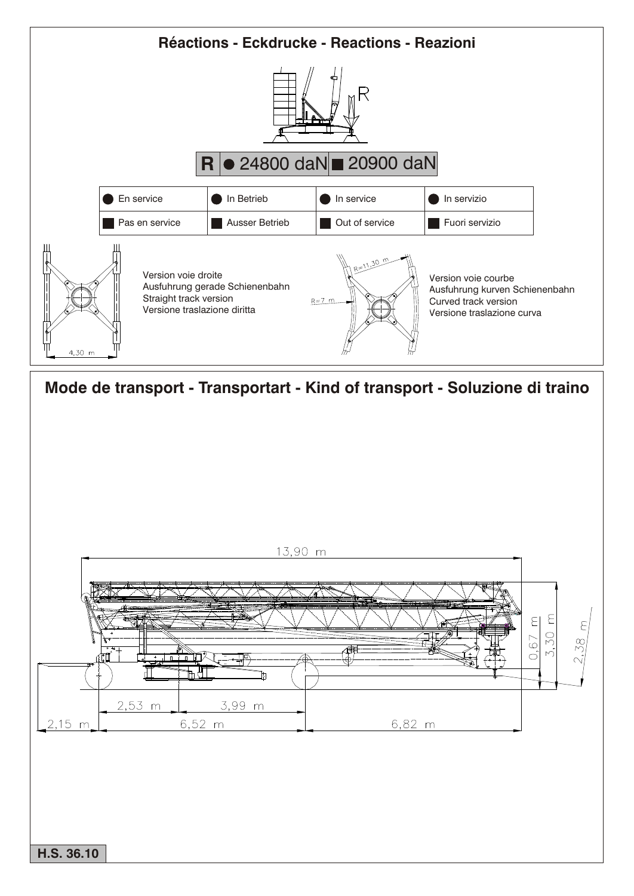## Réactions - Eckdrucke - Reactions - Reazioni

R

| R | ● 24800 daN | ■ 20900 daN |
|---|---|---|

| ● En service | ● In Betrieb | ● In service | ● In servizio |
|---|---|---|---|
| ■ Pas en service | ■ Ausser Betrieb | ■ Out of service | ■ Fuori servizio |

4,30 m

Version voie droite
Ausfuhrung gerade Schienenbahn
Straight track version
Versione traslazione diritta

R=11,30 m

R=7 m

Version voie courbe
Ausfuhrung kurven Schienenbahn
Curved track version
Versione traslazione curva

## Mode de transport - Transportart - Kind of transport - Soluzione di traino

13,90 m

0,67 m

3,30 m

2,38 m

2,53 m

3,99 m

2,15 m

6,52 m

6,82 m

**H.S. 36.10**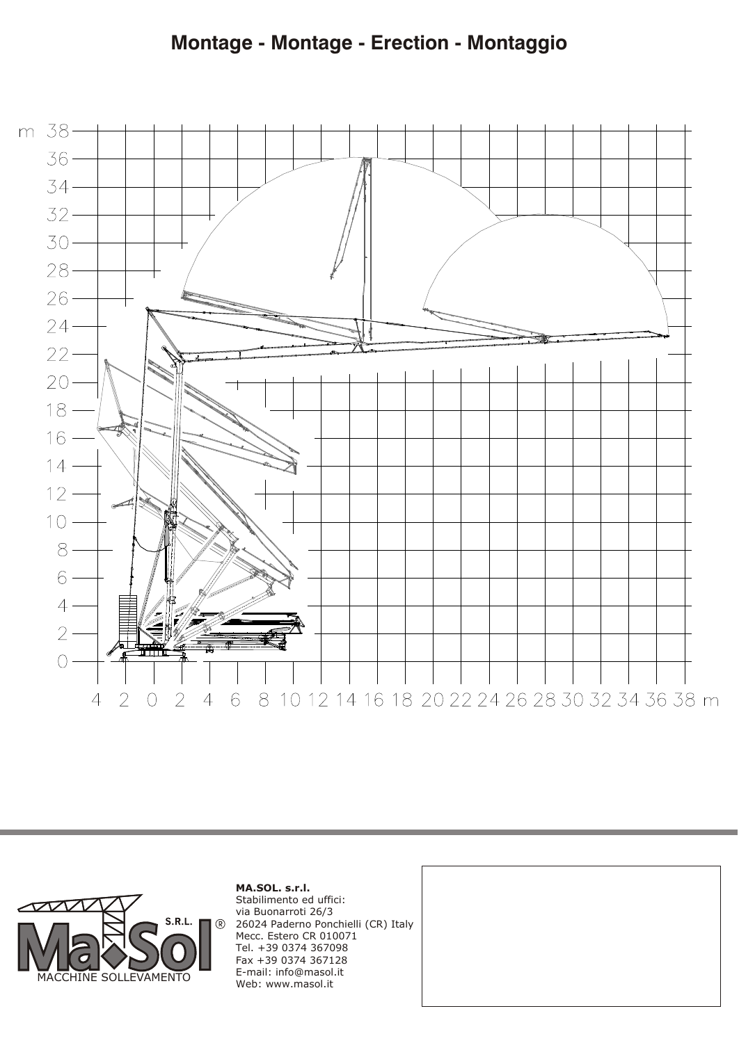# Montage - Montage - Erection - Montaggio

m 38
36
34
32
30
28
26
24
22
20
18
16
14
12
10
8
6
4
2
0

4 2 0 2 4 6 8 10 12 14 16 18 20 22 24 26 28 30 32 34 36 38 m

MACCHINE SOLLEVAMENTO

**MA.SOL. s.r.l.**
Stabilimento ed uffici:
via Buonarroti 26/3
26024 Paderno Ponchielli (CR) Italy
Mecc. Estero CR 010071
Tel. +39 0374 367098
Fax +39 0374 367128
E-mail: info@masol.it
Web: www.masol.it